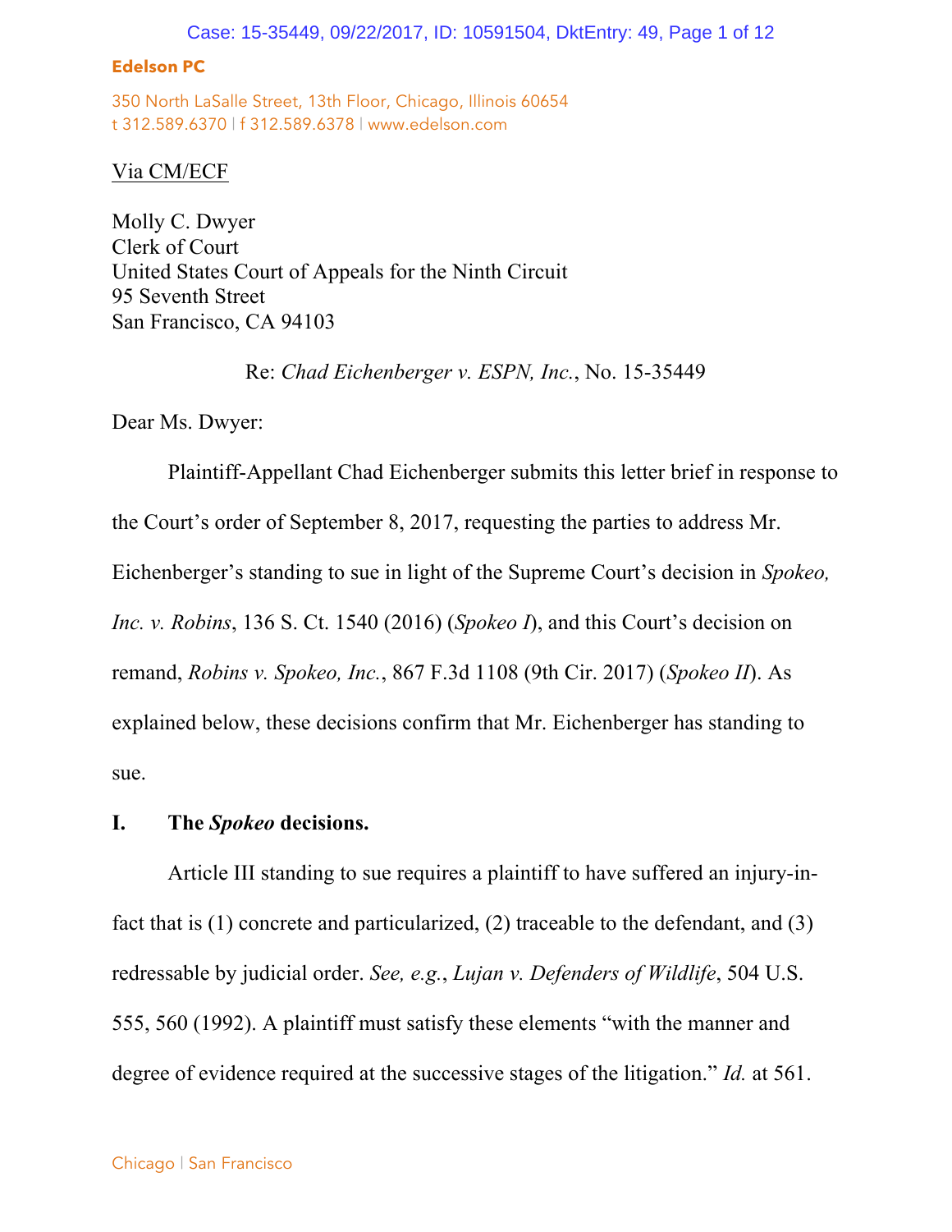**Edelson PC**

350 North LaSalle Street, 13th Floor, Chicago, Illinois 60654
t 312.589.6370 | f 312.589.6378 | www.edelson.com

Via CM/ECF

Molly C. Dwyer
Clerk of Court
United States Court of Appeals for the Ninth Circuit
95 Seventh Street
San Francisco, CA 94103

Re: *Chad Eichenberger v. ESPN, Inc.*, No. 15-35449

Dear Ms. Dwyer:

Plaintiff-Appellant Chad Eichenberger submits this letter brief in response to the Court's order of September 8, 2017, requesting the parties to address Mr. Eichenberger's standing to sue in light of the Supreme Court's decision in *Spokeo, Inc. v. Robins*, 136 S. Ct. 1540 (2016) (*Spokeo I*), and this Court's decision on remand, *Robins v. Spokeo, Inc.*, 867 F.3d 1108 (9th Cir. 2017) (*Spokeo II*). As explained below, these decisions confirm that Mr. Eichenberger has standing to sue.

## I. The *Spokeo* decisions.

Article III standing to sue requires a plaintiff to have suffered an injury-in-fact that is (1) concrete and particularized, (2) traceable to the defendant, and (3) redressable by judicial order. *See, e.g.*, *Lujan v. Defenders of Wildlife*, 504 U.S. 555, 560 (1992). A plaintiff must satisfy these elements "with the manner and degree of evidence required at the successive stages of the litigation." *Id.* at 561.

Chicago | San Francisco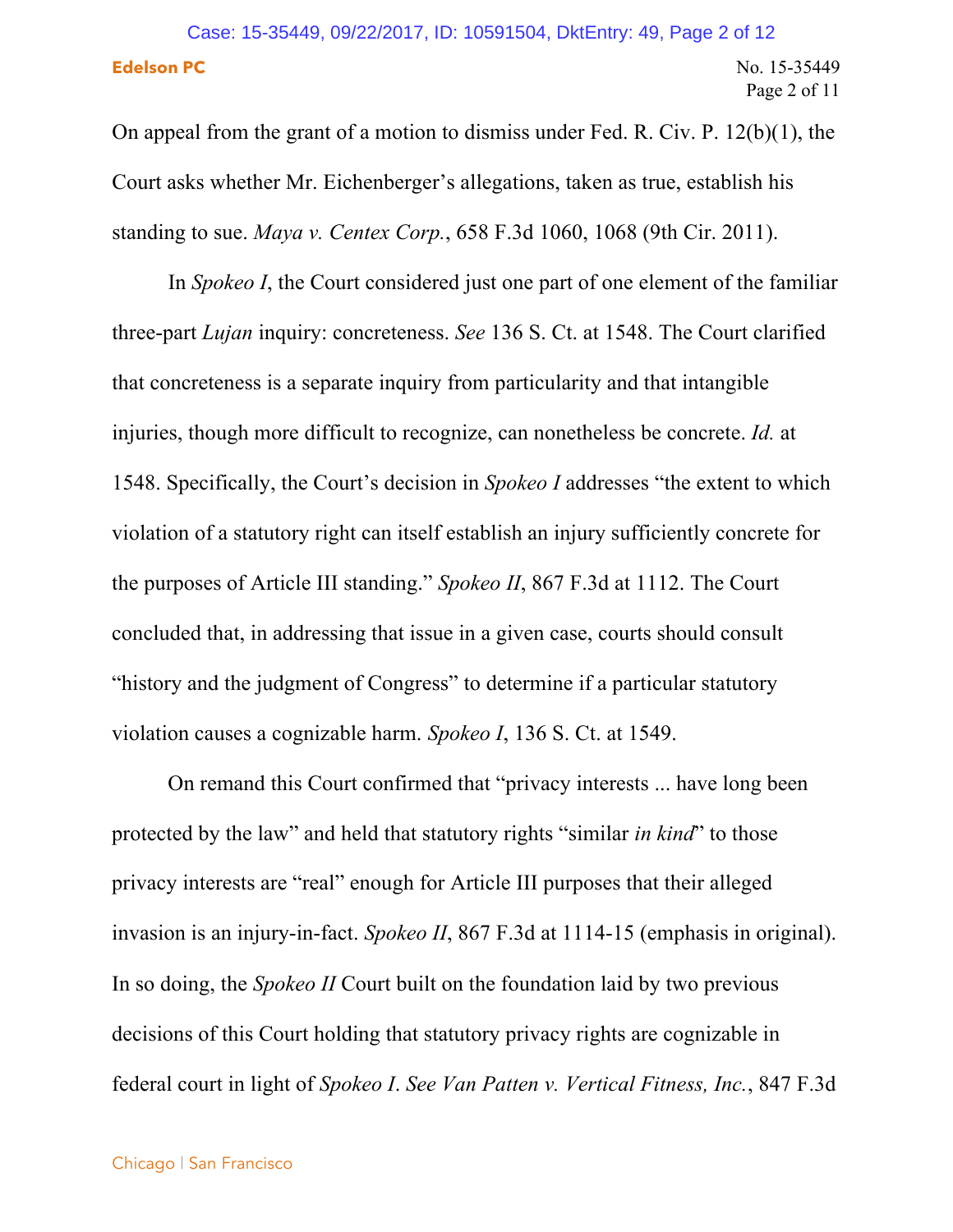On appeal from the grant of a motion to dismiss under Fed. R. Civ. P. 12(b)(1), the Court asks whether Mr. Eichenberger's allegations, taken as true, establish his standing to sue. *Maya v. Centex Corp.*, 658 F.3d 1060, 1068 (9th Cir. 2011).

In *Spokeo I*, the Court considered just one part of one element of the familiar three-part *Lujan* inquiry: concreteness. *See* 136 S. Ct. at 1548. The Court clarified that concreteness is a separate inquiry from particularity and that intangible injuries, though more difficult to recognize, can nonetheless be concrete. *Id.* at 1548. Specifically, the Court's decision in *Spokeo I* addresses "the extent to which violation of a statutory right can itself establish an injury sufficiently concrete for the purposes of Article III standing." *Spokeo II*, 867 F.3d at 1112. The Court concluded that, in addressing that issue in a given case, courts should consult "history and the judgment of Congress" to determine if a particular statutory violation causes a cognizable harm. *Spokeo I*, 136 S. Ct. at 1549.

On remand this Court confirmed that "privacy interests ... have long been protected by the law" and held that statutory rights "similar *in kind*" to those privacy interests are "real" enough for Article III purposes that their alleged invasion is an injury-in-fact. *Spokeo II*, 867 F.3d at 1114-15 (emphasis in original). In so doing, the *Spokeo II* Court built on the foundation laid by two previous decisions of this Court holding that statutory privacy rights are cognizable in federal court in light of *Spokeo I*. *See Van Patten v. Vertical Fitness, Inc.*, 847 F.3d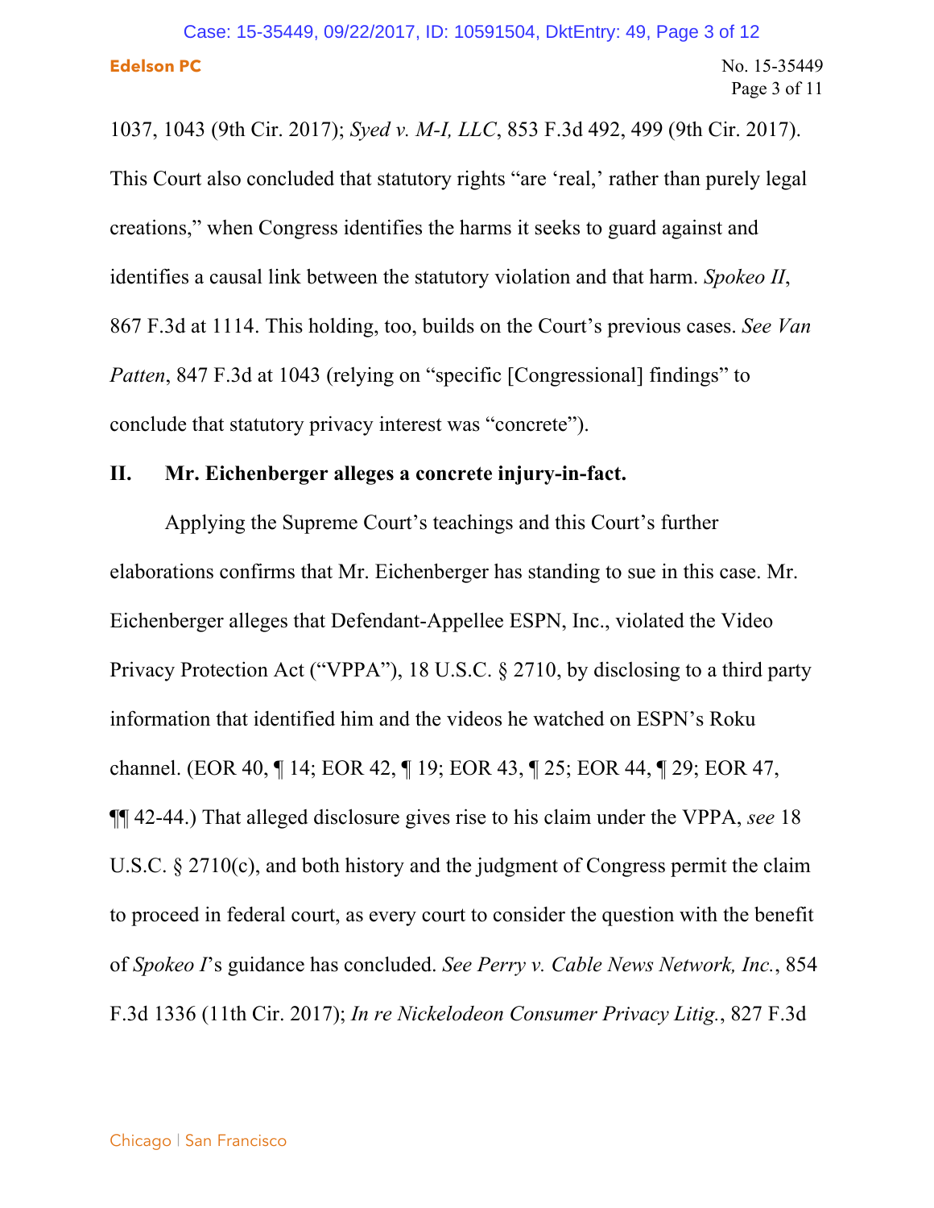1037, 1043 (9th Cir. 2017); *Syed v. M-I, LLC*, 853 F.3d 492, 499 (9th Cir. 2017). This Court also concluded that statutory rights "are 'real,' rather than purely legal creations," when Congress identifies the harms it seeks to guard against and identifies a causal link between the statutory violation and that harm. *Spokeo II*, 867 F.3d at 1114. This holding, too, builds on the Court's previous cases. *See Van Patten*, 847 F.3d at 1043 (relying on "specific [Congressional] findings" to conclude that statutory privacy interest was "concrete").

## II. Mr. Eichenberger alleges a concrete injury-in-fact.

Applying the Supreme Court's teachings and this Court's further elaborations confirms that Mr. Eichenberger has standing to sue in this case. Mr. Eichenberger alleges that Defendant-Appellee ESPN, Inc., violated the Video Privacy Protection Act ("VPPA"), 18 U.S.C. § 2710, by disclosing to a third party information that identified him and the videos he watched on ESPN's Roku channel. (EOR 40, ¶ 14; EOR 42, ¶ 19; EOR 43, ¶ 25; EOR 44, ¶ 29; EOR 47, ¶¶ 42-44.) That alleged disclosure gives rise to his claim under the VPPA, *see* 18 U.S.C. § 2710(c), and both history and the judgment of Congress permit the claim to proceed in federal court, as every court to consider the question with the benefit of *Spokeo I*'s guidance has concluded. *See Perry v. Cable News Network, Inc.*, 854 F.3d 1336 (11th Cir. 2017); *In re Nickelodeon Consumer Privacy Litig.*, 827 F.3d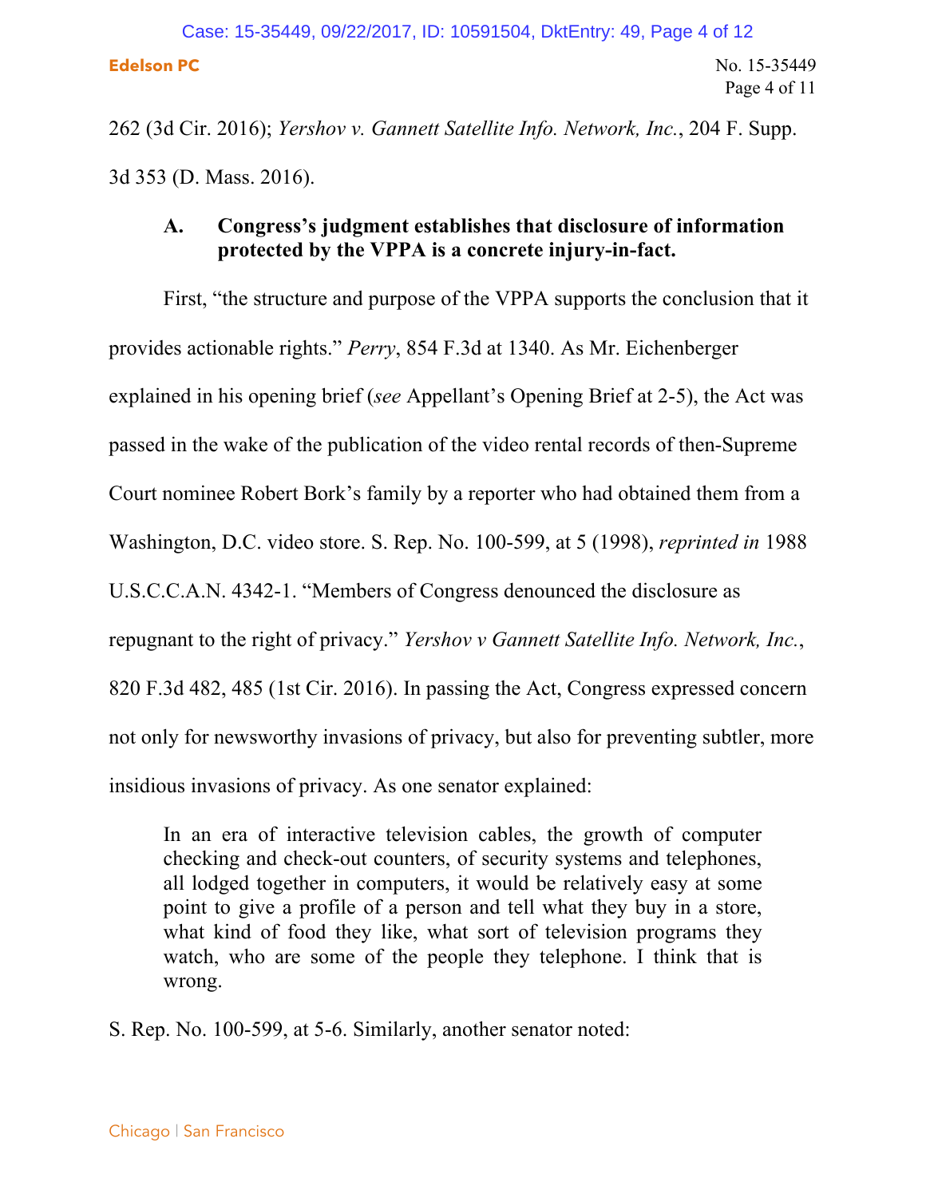262 (3d Cir. 2016); *Yershov v. Gannett Satellite Info. Network, Inc.*, 204 F. Supp. 3d 353 (D. Mass. 2016).

### A. Congress's judgment establishes that disclosure of information protected by the VPPA is a concrete injury-in-fact.

First, "the structure and purpose of the VPPA supports the conclusion that it provides actionable rights." *Perry*, 854 F.3d at 1340. As Mr. Eichenberger explained in his opening brief (*see* Appellant's Opening Brief at 2-5), the Act was passed in the wake of the publication of the video rental records of then-Supreme Court nominee Robert Bork's family by a reporter who had obtained them from a Washington, D.C. video store. S. Rep. No. 100-599, at 5 (1998), *reprinted in* 1988 U.S.C.C.A.N. 4342-1. "Members of Congress denounced the disclosure as repugnant to the right of privacy." *Yershov v Gannett Satellite Info. Network, Inc.*, 820 F.3d 482, 485 (1st Cir. 2016). In passing the Act, Congress expressed concern not only for newsworthy invasions of privacy, but also for preventing subtler, more insidious invasions of privacy. As one senator explained:

> In an era of interactive television cables, the growth of computer checking and check-out counters, of security systems and telephones, all lodged together in computers, it would be relatively easy at some point to give a profile of a person and tell what they buy in a store, what kind of food they like, what sort of television programs they watch, who are some of the people they telephone. I think that is wrong.

S. Rep. No. 100-599, at 5-6. Similarly, another senator noted: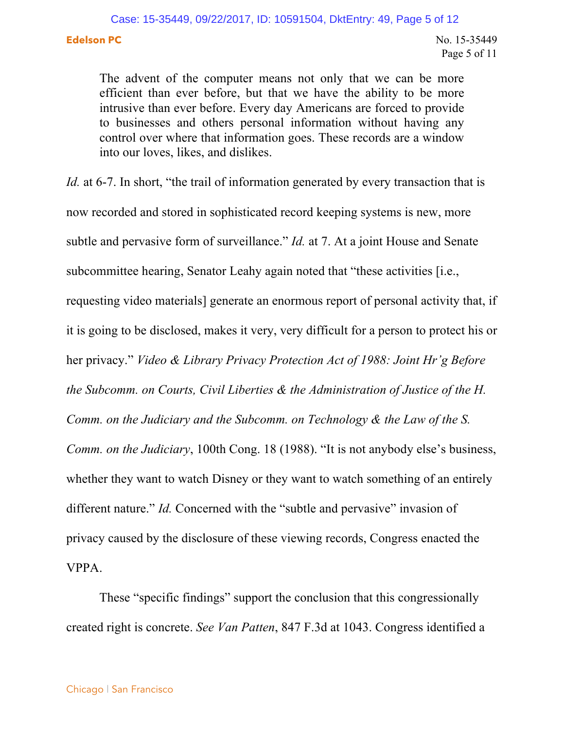> The advent of the computer means not only that we can be more efficient than ever before, but that we have the ability to be more intrusive than ever before. Every day Americans are forced to provide to businesses and others personal information without having any control over where that information goes. These records are a window into our loves, likes, and dislikes.

*Id.* at 6-7. In short, "the trail of information generated by every transaction that is now recorded and stored in sophisticated record keeping systems is new, more subtle and pervasive form of surveillance." *Id.* at 7. At a joint House and Senate subcommittee hearing, Senator Leahy again noted that "these activities [i.e., requesting video materials] generate an enormous report of personal activity that, if it is going to be disclosed, makes it very, very difficult for a person to protect his or her privacy." *Video & Library Privacy Protection Act of 1988: Joint Hr'g Before the Subcomm. on Courts, Civil Liberties & the Administration of Justice of the H. Comm. on the Judiciary and the Subcomm. on Technology & the Law of the S. Comm. on the Judiciary*, 100th Cong. 18 (1988). "It is not anybody else's business, whether they want to watch Disney or they want to watch something of an entirely different nature." *Id.* Concerned with the "subtle and pervasive" invasion of privacy caused by the disclosure of these viewing records, Congress enacted the VPPA.

These "specific findings" support the conclusion that this congressionally created right is concrete. *See Van Patten*, 847 F.3d at 1043. Congress identified a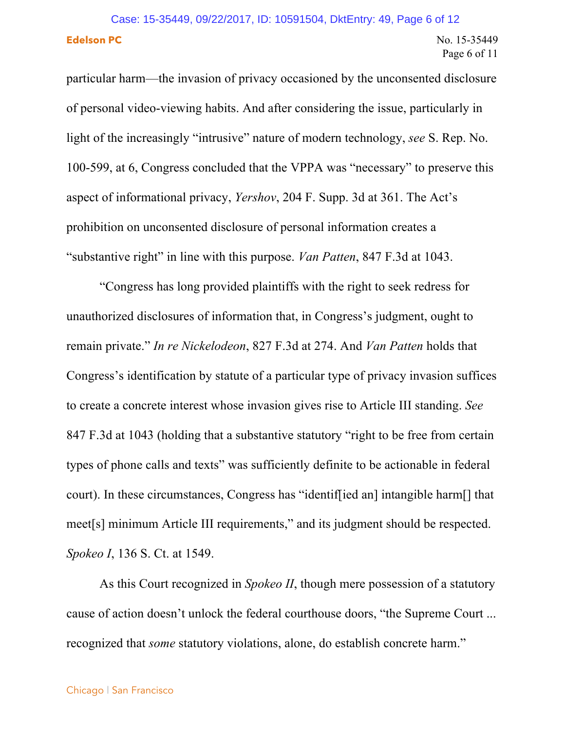particular harm—the invasion of privacy occasioned by the unconsented disclosure of personal video-viewing habits. And after considering the issue, particularly in light of the increasingly "intrusive" nature of modern technology, *see* S. Rep. No. 100-599, at 6, Congress concluded that the VPPA was "necessary" to preserve this aspect of informational privacy, *Yershov*, 204 F. Supp. 3d at 361. The Act's prohibition on unconsented disclosure of personal information creates a "substantive right" in line with this purpose. *Van Patten*, 847 F.3d at 1043.

"Congress has long provided plaintiffs with the right to seek redress for unauthorized disclosures of information that, in Congress's judgment, ought to remain private." *In re Nickelodeon*, 827 F.3d at 274. And *Van Patten* holds that Congress's identification by statute of a particular type of privacy invasion suffices to create a concrete interest whose invasion gives rise to Article III standing. *See* 847 F.3d at 1043 (holding that a substantive statutory "right to be free from certain types of phone calls and texts" was sufficiently definite to be actionable in federal court). In these circumstances, Congress has "identif[ied an] intangible harm[] that meet[s] minimum Article III requirements," and its judgment should be respected. *Spokeo I*, 136 S. Ct. at 1549.

As this Court recognized in *Spokeo II*, though mere possession of a statutory cause of action doesn't unlock the federal courthouse doors, "the Supreme Court ... recognized that *some* statutory violations, alone, do establish concrete harm."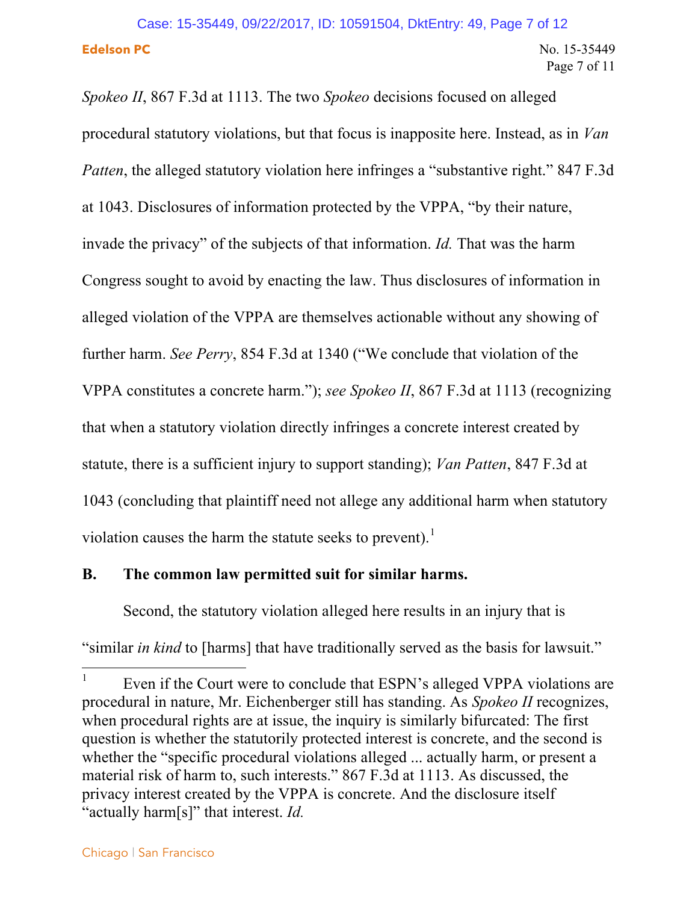*Spokeo II*, 867 F.3d at 1113. The two *Spokeo* decisions focused on alleged procedural statutory violations, but that focus is inapposite here. Instead, as in *Van Patten*, the alleged statutory violation here infringes a "substantive right." 847 F.3d at 1043. Disclosures of information protected by the VPPA, "by their nature, invade the privacy" of the subjects of that information. *Id.* That was the harm Congress sought to avoid by enacting the law. Thus disclosures of information in alleged violation of the VPPA are themselves actionable without any showing of further harm. *See Perry*, 854 F.3d at 1340 ("We conclude that violation of the VPPA constitutes a concrete harm."); *see Spokeo II*, 867 F.3d at 1113 (recognizing that when a statutory violation directly infringes a concrete interest created by statute, there is a sufficient injury to support standing); *Van Patten*, 847 F.3d at 1043 (concluding that plaintiff need not allege any additional harm when statutory violation causes the harm the statute seeks to prevent).[1]

**B. The common law permitted suit for similar harms.**

Second, the statutory violation alleged here results in an injury that is "similar *in kind* to [harms] that have traditionally served as the basis for lawsuit."

---

[1] Even if the Court were to conclude that ESPN's alleged VPPA violations are procedural in nature, Mr. Eichenberger still has standing. As *Spokeo II* recognizes, when procedural rights are at issue, the inquiry is similarly bifurcated: The first question is whether the statutorily protected interest is concrete, and the second is whether the "specific procedural violations alleged ... actually harm, or present a material risk of harm to, such interests." 867 F.3d at 1113. As discussed, the privacy interest created by the VPPA is concrete. And the disclosure itself "actually harm[s]" that interest. *Id.*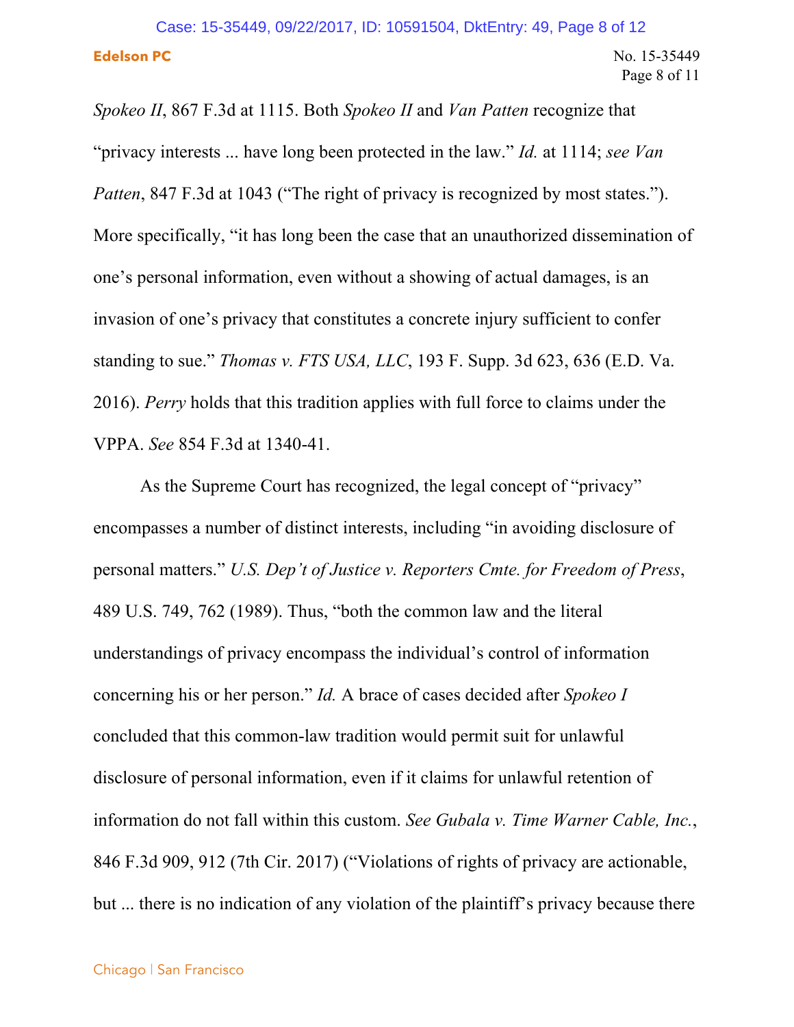*Spokeo II*, 867 F.3d at 1115. Both *Spokeo II* and *Van Patten* recognize that "privacy interests ... have long been protected in the law." *Id.* at 1114; *see Van Patten*, 847 F.3d at 1043 ("The right of privacy is recognized by most states."). More specifically, "it has long been the case that an unauthorized dissemination of one's personal information, even without a showing of actual damages, is an invasion of one's privacy that constitutes a concrete injury sufficient to confer standing to sue." *Thomas v. FTS USA, LLC*, 193 F. Supp. 3d 623, 636 (E.D. Va. 2016). *Perry* holds that this tradition applies with full force to claims under the VPPA. *See* 854 F.3d at 1340-41.

As the Supreme Court has recognized, the legal concept of "privacy" encompasses a number of distinct interests, including "in avoiding disclosure of personal matters." *U.S. Dep't of Justice v. Reporters Cmte. for Freedom of Press*, 489 U.S. 749, 762 (1989). Thus, "both the common law and the literal understandings of privacy encompass the individual's control of information concerning his or her person." *Id.* A brace of cases decided after *Spokeo I* concluded that this common-law tradition would permit suit for unlawful disclosure of personal information, even if it claims for unlawful retention of information do not fall within this custom. *See Gubala v. Time Warner Cable, Inc.*, 846 F.3d 909, 912 (7th Cir. 2017) ("Violations of rights of privacy are actionable, but ... there is no indication of any violation of the plaintiff's privacy because there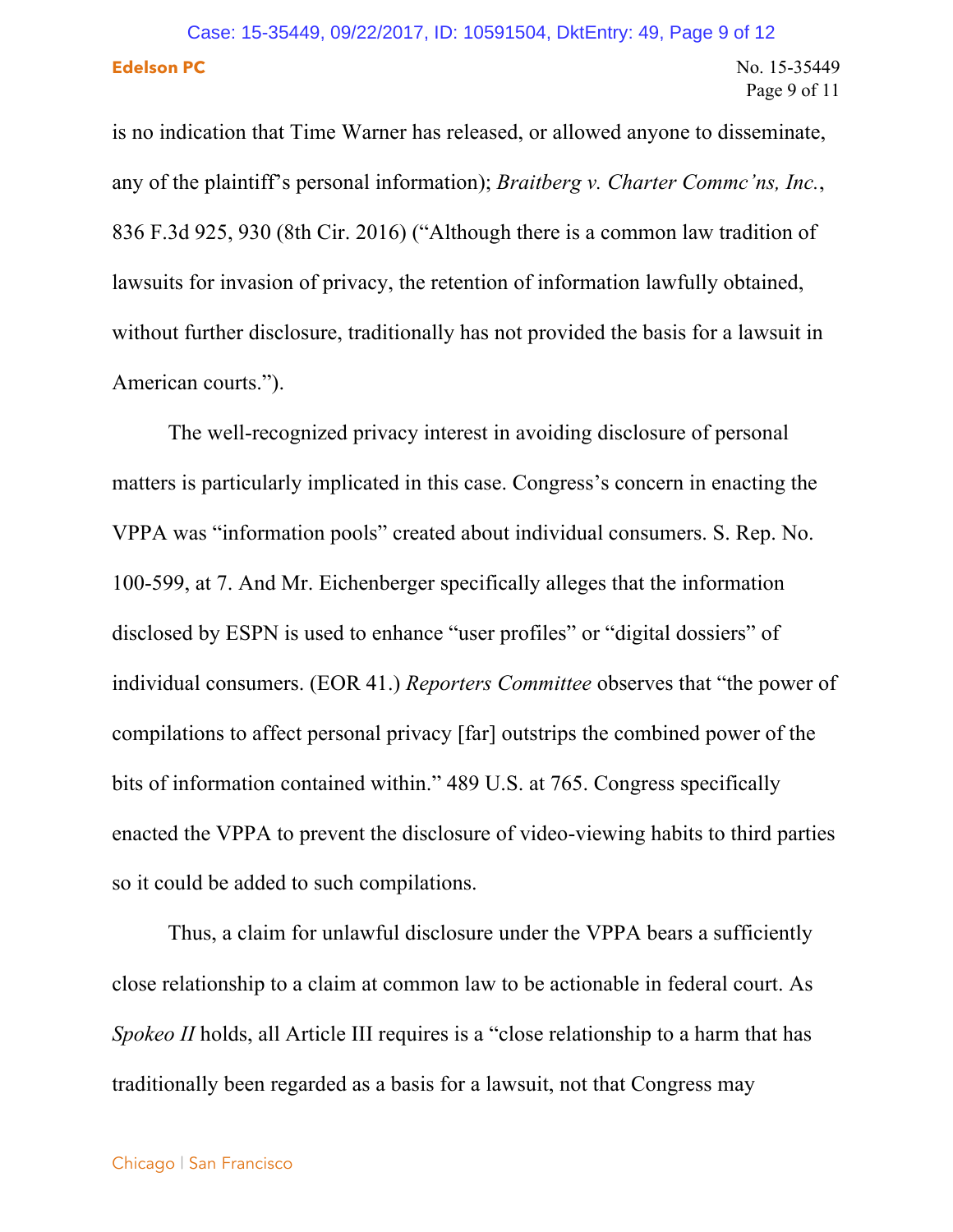is no indication that Time Warner has released, or allowed anyone to disseminate, any of the plaintiff's personal information); *Braitberg v. Charter Commc'ns, Inc.*, 836 F.3d 925, 930 (8th Cir. 2016) ("Although there is a common law tradition of lawsuits for invasion of privacy, the retention of information lawfully obtained, without further disclosure, traditionally has not provided the basis for a lawsuit in American courts.").

The well-recognized privacy interest in avoiding disclosure of personal matters is particularly implicated in this case. Congress's concern in enacting the VPPA was "information pools" created about individual consumers. S. Rep. No. 100-599, at 7. And Mr. Eichenberger specifically alleges that the information disclosed by ESPN is used to enhance "user profiles" or "digital dossiers" of individual consumers. (EOR 41.) *Reporters Committee* observes that "the power of compilations to affect personal privacy [far] outstrips the combined power of the bits of information contained within." 489 U.S. at 765. Congress specifically enacted the VPPA to prevent the disclosure of video-viewing habits to third parties so it could be added to such compilations.

Thus, a claim for unlawful disclosure under the VPPA bears a sufficiently close relationship to a claim at common law to be actionable in federal court. As *Spokeo II* holds, all Article III requires is a "close relationship to a harm that has traditionally been regarded as a basis for a lawsuit, not that Congress may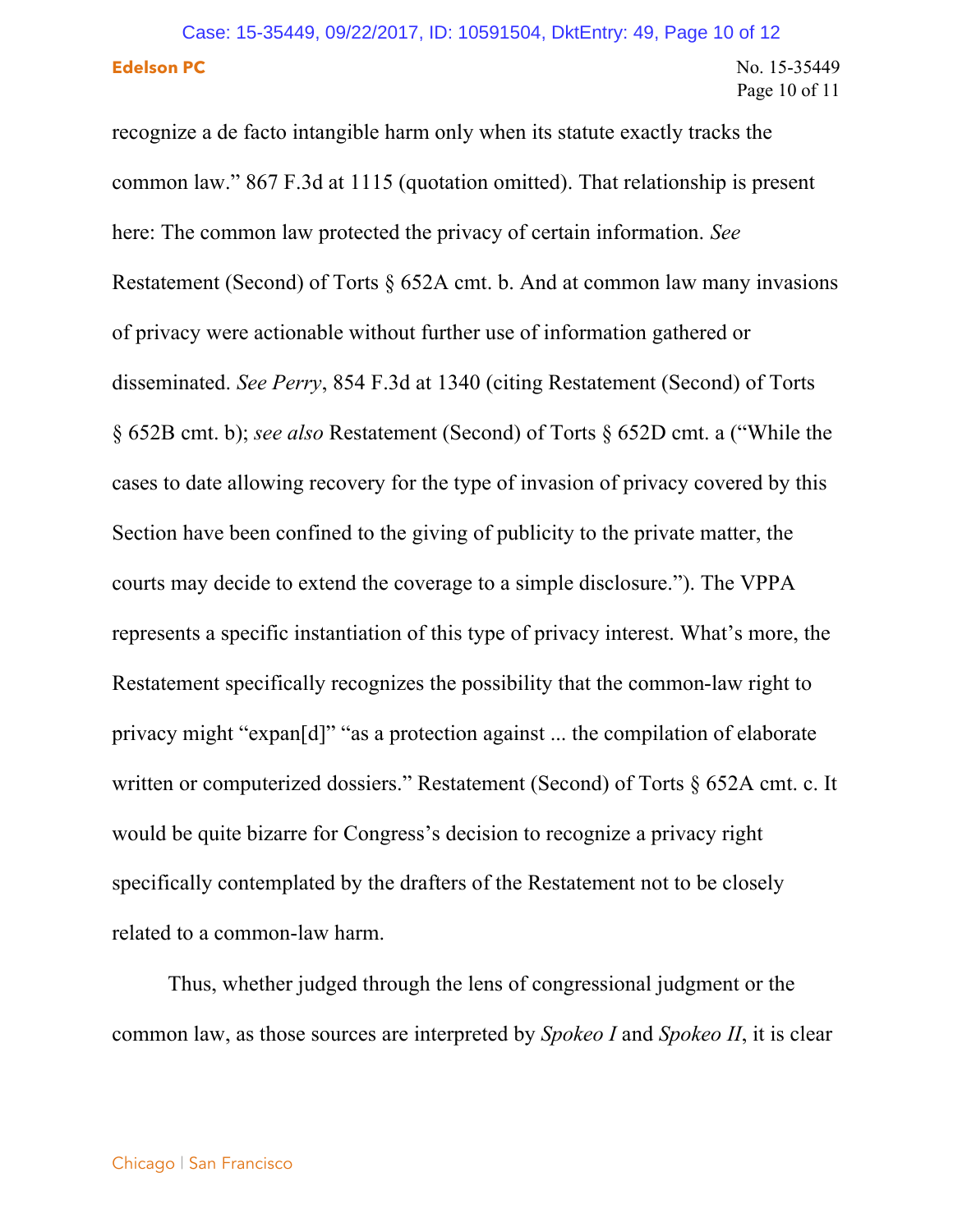recognize a de facto intangible harm only when its statute exactly tracks the common law." 867 F.3d at 1115 (quotation omitted). That relationship is present here: The common law protected the privacy of certain information. *See* Restatement (Second) of Torts § 652A cmt. b. And at common law many invasions of privacy were actionable without further use of information gathered or disseminated. *See Perry*, 854 F.3d at 1340 (citing Restatement (Second) of Torts § 652B cmt. b); *see also* Restatement (Second) of Torts § 652D cmt. a ("While the cases to date allowing recovery for the type of invasion of privacy covered by this Section have been confined to the giving of publicity to the private matter, the courts may decide to extend the coverage to a simple disclosure."). The VPPA represents a specific instantiation of this type of privacy interest. What's more, the Restatement specifically recognizes the possibility that the common-law right to privacy might "expan[d]" "as a protection against ... the compilation of elaborate written or computerized dossiers." Restatement (Second) of Torts § 652A cmt. c. It would be quite bizarre for Congress's decision to recognize a privacy right specifically contemplated by the drafters of the Restatement not to be closely related to a common-law harm.

Thus, whether judged through the lens of congressional judgment or the common law, as those sources are interpreted by *Spokeo I* and *Spokeo II*, it is clear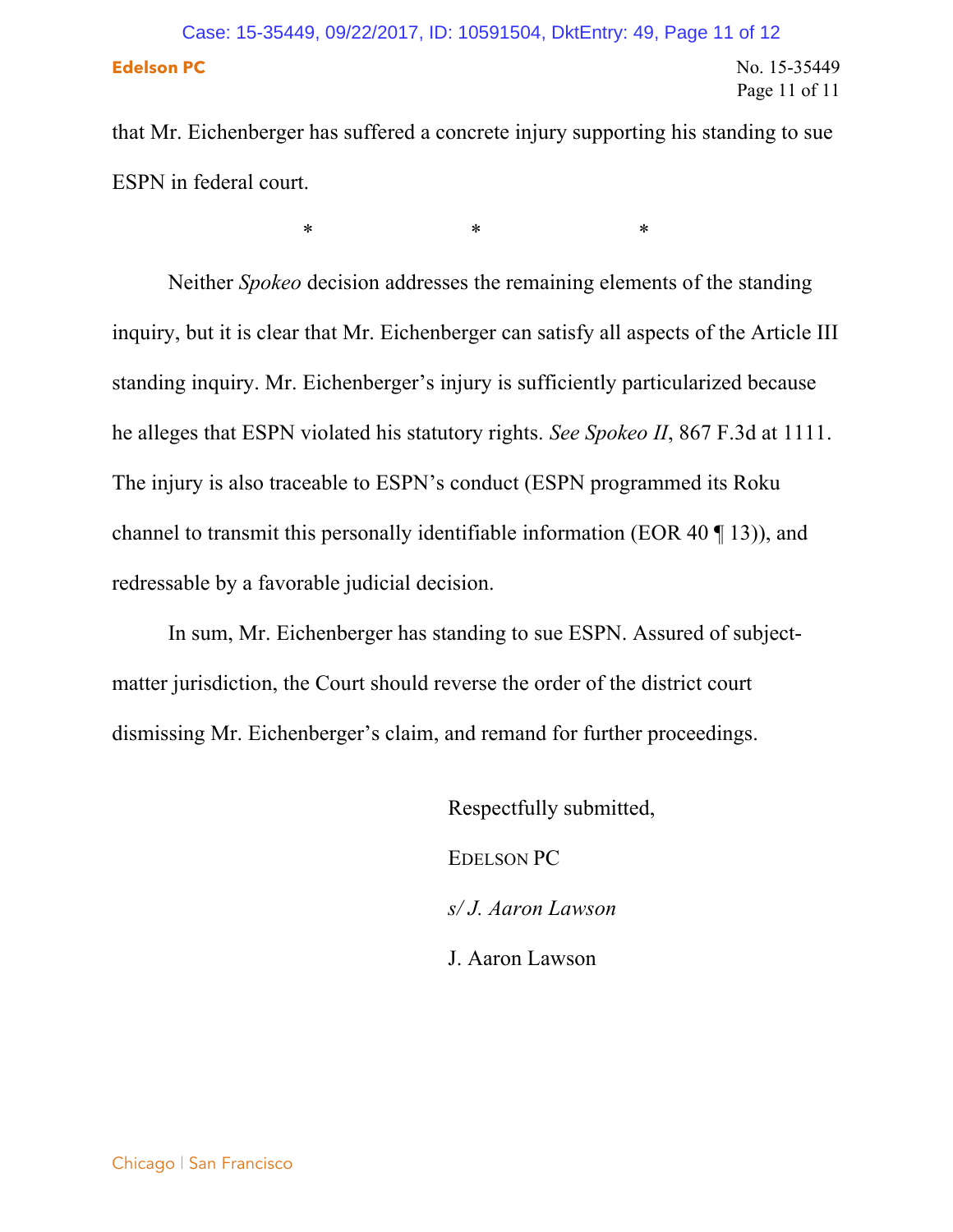that Mr. Eichenberger has suffered a concrete injury supporting his standing to sue ESPN in federal court.

\*                    \*                    \*

Neither *Spokeo* decision addresses the remaining elements of the standing inquiry, but it is clear that Mr. Eichenberger can satisfy all aspects of the Article III standing inquiry. Mr. Eichenberger's injury is sufficiently particularized because he alleges that ESPN violated his statutory rights. *See Spokeo II*, 867 F.3d at 1111. The injury is also traceable to ESPN's conduct (ESPN programmed its Roku channel to transmit this personally identifiable information (EOR 40 ¶ 13)), and redressable by a favorable judicial decision.

In sum, Mr. Eichenberger has standing to sue ESPN. Assured of subject-matter jurisdiction, the Court should reverse the order of the district court dismissing Mr. Eichenberger's claim, and remand for further proceedings.

Respectfully submitted,

EDELSON PC

*s/ J. Aaron Lawson*

J. Aaron Lawson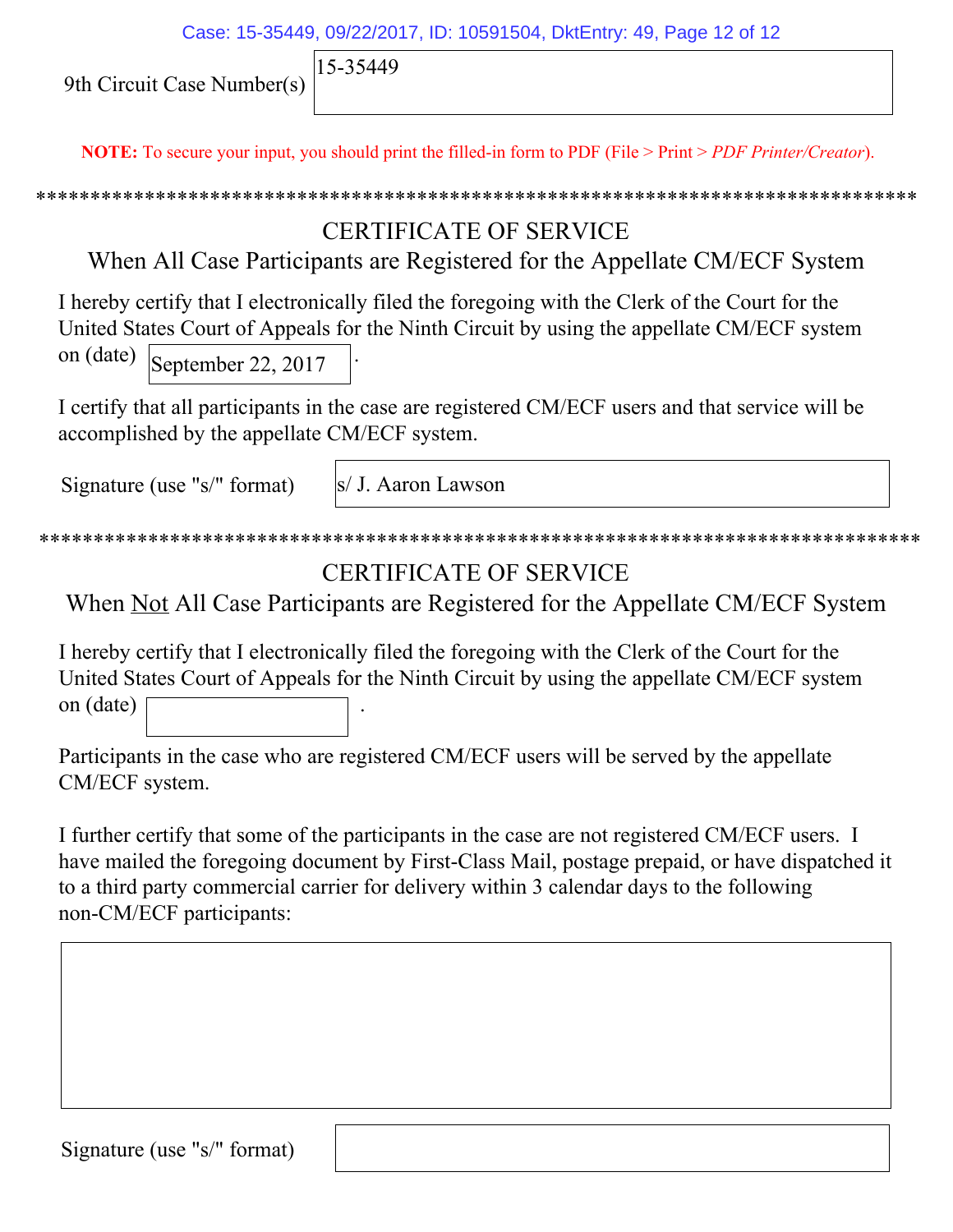9th Circuit Case Number(s) 15-35449

**NOTE:** To secure your input, you should print the filled-in form to PDF (File > Print > *PDF Printer/Creator*).

*********************************************************************************

## CERTIFICATE OF SERVICE
### When All Case Participants are Registered for the Appellate CM/ECF System

I hereby certify that I electronically filed the foregoing with the Clerk of the Court for the United States Court of Appeals for the Ninth Circuit by using the appellate CM/ECF system on (date) September 22, 2017.

I certify that all participants in the case are registered CM/ECF users and that service will be accomplished by the appellate CM/ECF system.

Signature (use "s/" format) s/ J. Aaron Lawson

*********************************************************************************

## CERTIFICATE OF SERVICE
### When Not All Case Participants are Registered for the Appellate CM/ECF System

I hereby certify that I electronically filed the foregoing with the Clerk of the Court for the United States Court of Appeals for the Ninth Circuit by using the appellate CM/ECF system on (date) ____________ .

Participants in the case who are registered CM/ECF users will be served by the appellate CM/ECF system.

I further certify that some of the participants in the case are not registered CM/ECF users. I have mailed the foregoing document by First-Class Mail, postage prepaid, or have dispatched it to a third party commercial carrier for delivery within 3 calendar days to the following non-CM/ECF participants:

Signature (use "s/" format)